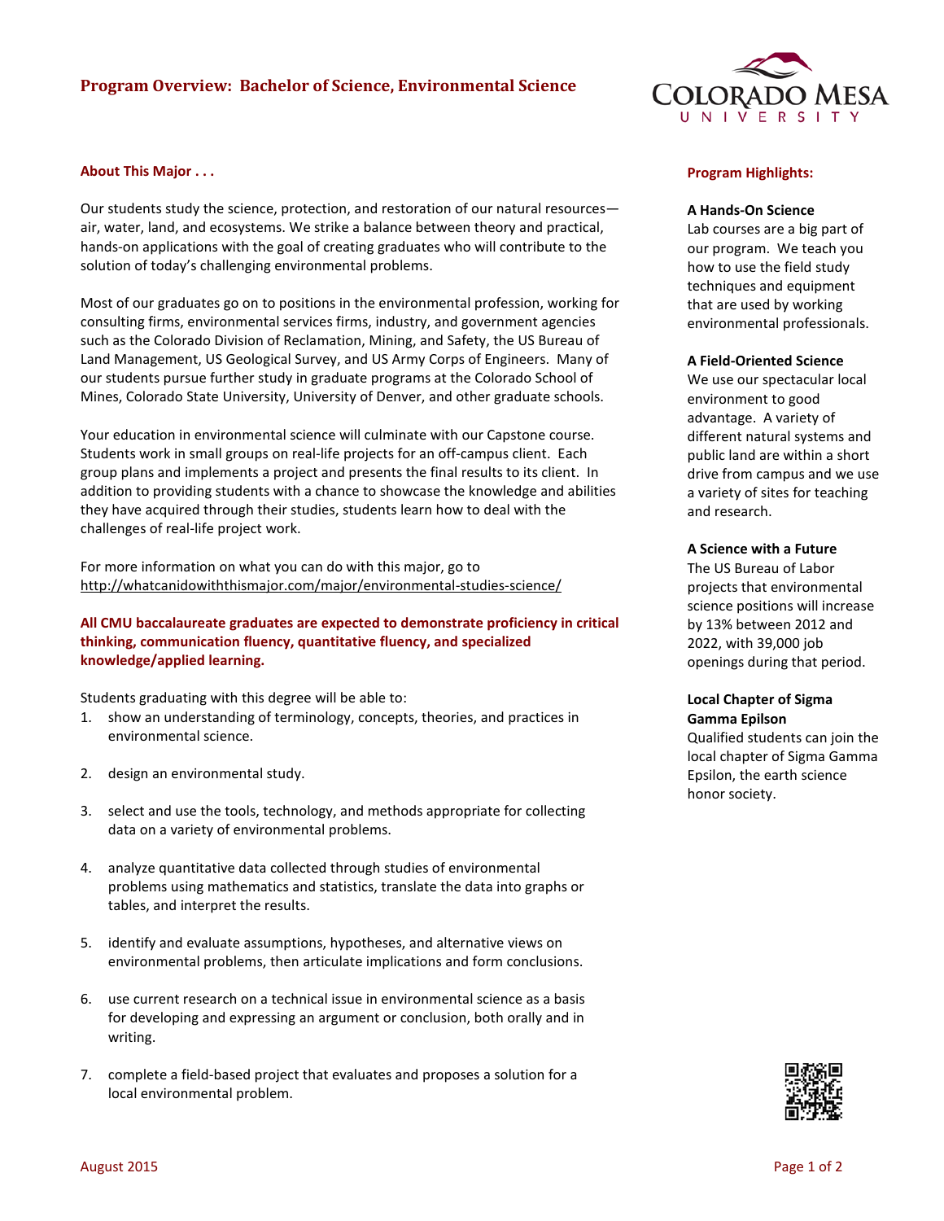# Program Overview: Bachelor of Science, Environmental Science

## About This Major . . .

Our students study the science, protection, and restoration of our natural resources—air, water, land, and ecosystems. We strike a balance between theory and practical, hands-on applications with the goal of creating graduates who will contribute to the solution of today's challenging environmental problems.

Most of our graduates go on to positions in the environmental profession, working for consulting firms, environmental services firms, industry, and government agencies such as the Colorado Division of Reclamation, Mining, and Safety, the US Bureau of Land Management, US Geological Survey, and US Army Corps of Engineers. Many of our students pursue further study in graduate programs at the Colorado School of Mines, Colorado State University, University of Denver, and other graduate schools.

Your education in environmental science will culminate with our Capstone course. Students work in small groups on real-life projects for an off-campus client. Each group plans and implements a project and presents the final results to its client. In addition to providing students with a chance to showcase the knowledge and abilities they have acquired through their studies, students learn how to deal with the challenges of real-life project work.

For more information on what you can do with this major, go to http://whatcanidowiththismajor.com/major/environmental-studies-science/

**All CMU baccalaureate graduates are expected to demonstrate proficiency in critical thinking, communication fluency, quantitative fluency, and specialized knowledge/applied learning.**

Students graduating with this degree will be able to:

1. show an understanding of terminology, concepts, theories, and practices in environmental science.
2. design an environmental study.
3. select and use the tools, technology, and methods appropriate for collecting data on a variety of environmental problems.
4. analyze quantitative data collected through studies of environmental problems using mathematics and statistics, translate the data into graphs or tables, and interpret the results.
5. identify and evaluate assumptions, hypotheses, and alternative views on environmental problems, then articulate implications and form conclusions.
6. use current research on a technical issue in environmental science as a basis for developing and expressing an argument or conclusion, both orally and in writing.
7. complete a field-based project that evaluates and proposes a solution for a local environmental problem.

## Program Highlights:

**A Hands-On Science**
Lab courses are a big part of our program. We teach you how to use the field study techniques and equipment that are used by working environmental professionals.

**A Field-Oriented Science**
We use our spectacular local environment to good advantage. A variety of different natural systems and public land are within a short drive from campus and we use a variety of sites for teaching and research.

**A Science with a Future**
The US Bureau of Labor projects that environmental science positions will increase by 13% between 2012 and 2022, with 39,000 job openings during that period.

**Local Chapter of Sigma Gamma Epilson**
Qualified students can join the local chapter of Sigma Gamma Epsilon, the earth science honor society.

August 2015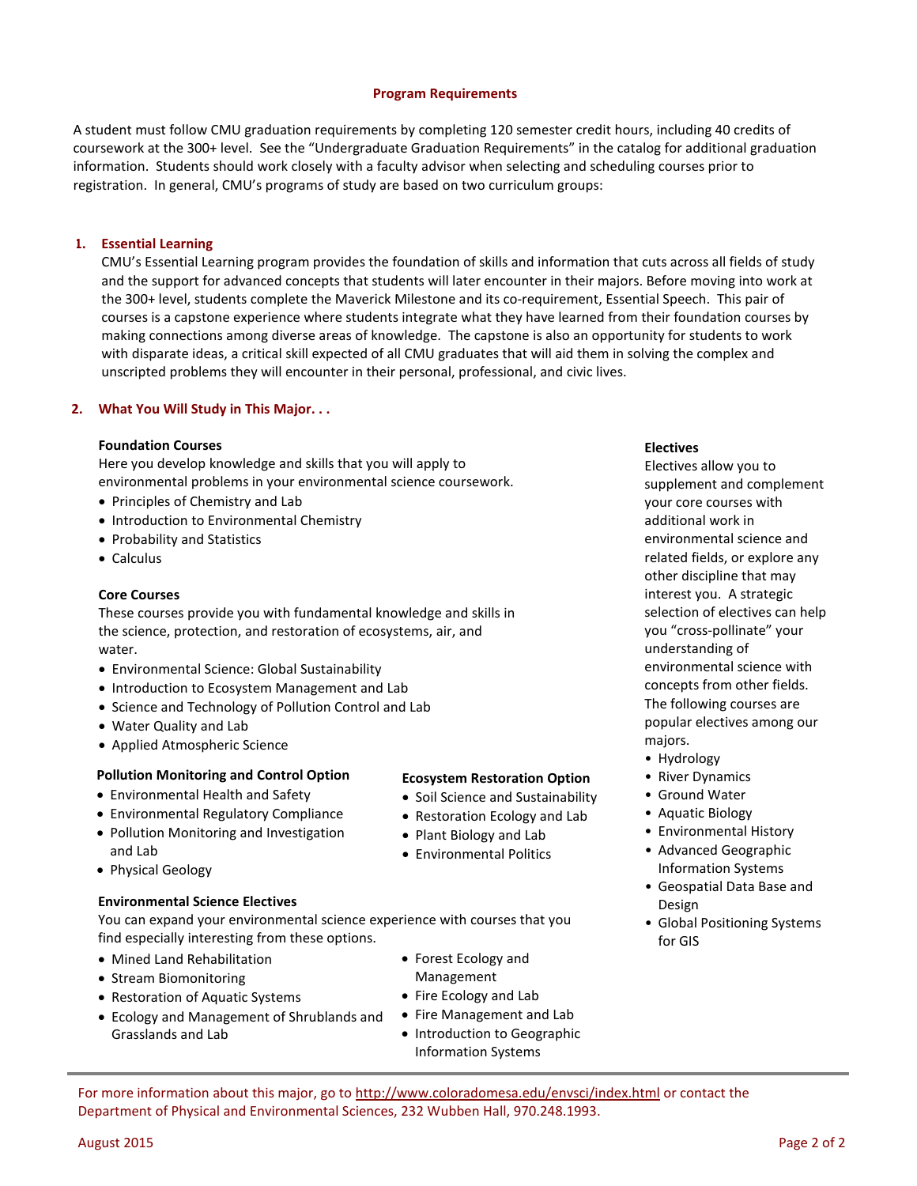## Program Requirements

A student must follow CMU graduation requirements by completing 120 semester credit hours, including 40 credits of coursework at the 300+ level. See the "Undergraduate Graduation Requirements" in the catalog for additional graduation information. Students should work closely with a faculty advisor when selecting and scheduling courses prior to registration. In general, CMU's programs of study are based on two curriculum groups:

### 1. Essential Learning

CMU's Essential Learning program provides the foundation of skills and information that cuts across all fields of study and the support for advanced concepts that students will later encounter in their majors. Before moving into work at the 300+ level, students complete the Maverick Milestone and its co-requirement, Essential Speech. This pair of courses is a capstone experience where students integrate what they have learned from their foundation courses by making connections among diverse areas of knowledge. The capstone is also an opportunity for students to work with disparate ideas, a critical skill expected of all CMU graduates that will aid them in solving the complex and unscripted problems they will encounter in their personal, professional, and civic lives.

### 2. What You Will Study in This Major. . .

**Foundation Courses**

Here you develop knowledge and skills that you will apply to environmental problems in your environmental science coursework.

- Principles of Chemistry and Lab
- Introduction to Environmental Chemistry
- Probability and Statistics
- Calculus

**Core Courses**

These courses provide you with fundamental knowledge and skills in the science, protection, and restoration of ecosystems, air, and water.

- Environmental Science: Global Sustainability
- Introduction to Ecosystem Management and Lab
- Science and Technology of Pollution Control and Lab
- Water Quality and Lab
- Applied Atmospheric Science

**Pollution Monitoring and Control Option**

- Environmental Health and Safety
- Environmental Regulatory Compliance
- Pollution Monitoring and Investigation and Lab
- Physical Geology

**Ecosystem Restoration Option**

- Soil Science and Sustainability
- Restoration Ecology and Lab
- Plant Biology and Lab
- Environmental Politics

**Environmental Science Electives**

You can expand your environmental science experience with courses that you find especially interesting from these options.

- Mined Land Rehabilitation
- Stream Biomonitoring
- Restoration of Aquatic Systems
- Ecology and Management of Shrublands and Grasslands and Lab
- Forest Ecology and Management
- Fire Ecology and Lab
- Fire Management and Lab
- Introduction to Geographic Information Systems

**Electives**

Electives allow you to supplement and complement your core courses with additional work in environmental science and related fields, or explore any other discipline that may interest you. A strategic selection of electives can help you "cross-pollinate" your understanding of environmental science with concepts from other fields. The following courses are popular electives among our majors.

- Hydrology
- River Dynamics
- Ground Water
- Aquatic Biology
- Environmental History
- Advanced Geographic Information Systems
- Geospatial Data Base and Design
- Global Positioning Systems for GIS

For more information about this major, go to http://www.coloradomesa.edu/envsci/index.html or contact the Department of Physical and Environmental Sciences, 232 Wubben Hall, 970.248.1993.

August 2015